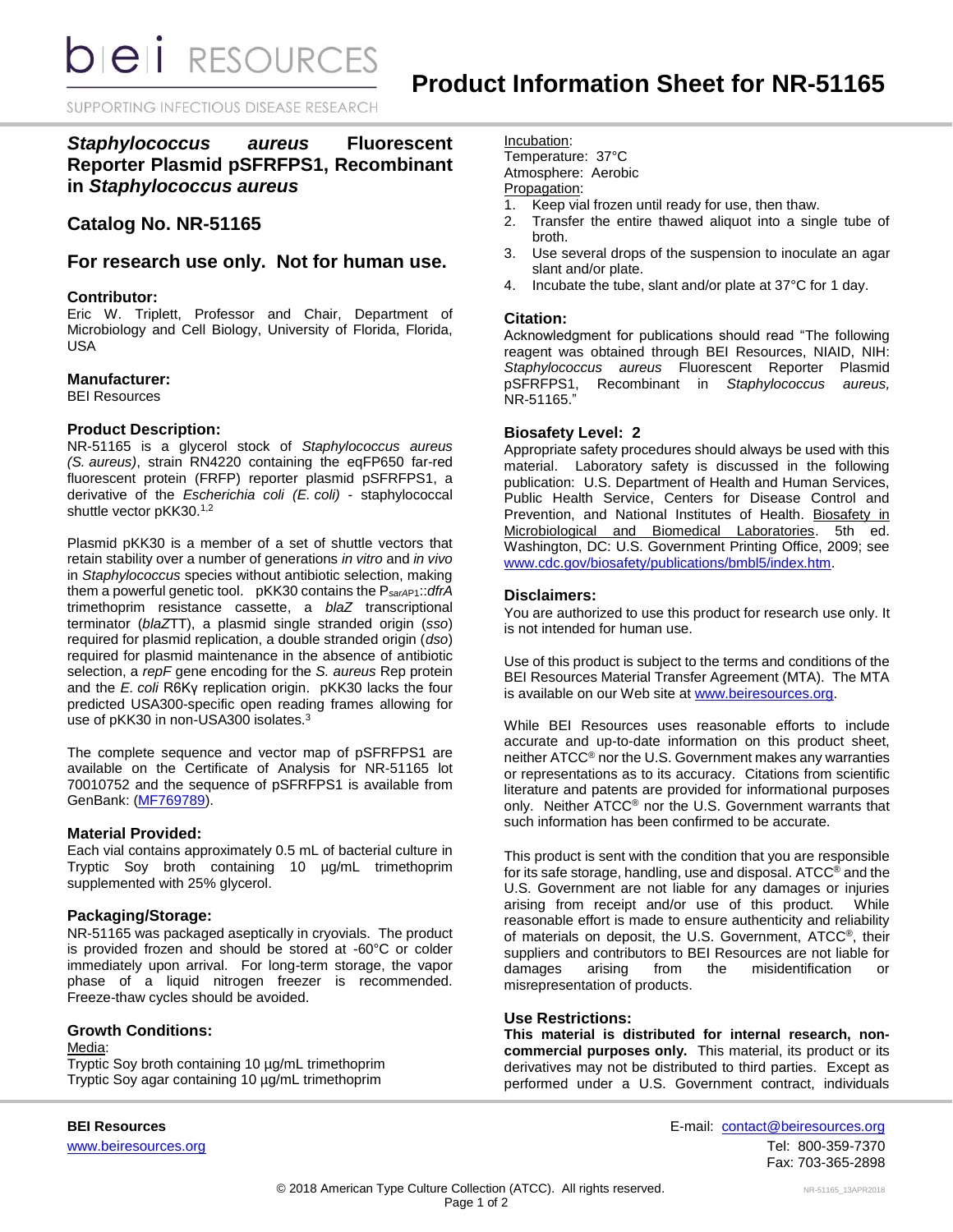# Product Information Sheet for NR-51165

## *Staphylococcus aureus* Fluorescent Reporter Plasmid pSFRFPS1, Recombinant in *Staphylococcus aureus*

## Catalog No. NR-51165

## For research use only. Not for human use.

### Contributor:

Eric W. Triplett, Professor and Chair, Department of Microbiology and Cell Biology, University of Florida, Florida, USA

### Manufacturer:

BEI Resources

### Product Description:

NR-51165 is a glycerol stock of *Staphylococcus aureus (S. aureus)*, strain RN4220 containing the eqFP650 far-red fluorescent protein (FRFP) reporter plasmid pSFRFPS1, a derivative of the *Escherichia coli (E. coli)* - staphylococcal shuttle vector pKK30.[1,2]

Plasmid pKK30 is a member of a set of shuttle vectors that retain stability over a number of generations *in vitro* and *in vivo* in *Staphylococcus* species without antibiotic selection, making them a powerful genetic tool. pKK30 contains the $P_{sarAP1}$::*dfrA* trimethoprim resistance cassette, a *blaZ* transcriptional terminator (*blaZ*TT), a plasmid single stranded origin (*sso*) required for plasmid replication, a double stranded origin (*dso*) required for plasmid maintenance in the absence of antibiotic selection, a *repF* gene encoding for the *S. aureus* Rep protein and the *E. coli* R6Kγ replication origin. pKK30 lacks the four predicted USA300-specific open reading frames allowing for use of pKK30 in non-USA300 isolates.[3]

The complete sequence and vector map of pSFRFPS1 are available on the Certificate of Analysis for NR-51165 lot 70010752 and the sequence of pSFRFPS1 is available from GenBank: (MF769789).

### Material Provided:

Each vial contains approximately 0.5 mL of bacterial culture in Tryptic Soy broth containing 10 µg/mL trimethoprim supplemented with 25% glycerol.

### Packaging/Storage:

NR-51165 was packaged aseptically in cryovials. The product is provided frozen and should be stored at -60°C or colder immediately upon arrival. For long-term storage, the vapor phase of a liquid nitrogen freezer is recommended. Freeze-thaw cycles should be avoided.

### Growth Conditions:

Media:
Tryptic Soy broth containing 10 µg/mL trimethoprim
Tryptic Soy agar containing 10 µg/mL trimethoprim

Incubation:
Temperature: 37°C
Atmosphere: Aerobic

Propagation:

1. Keep vial frozen until ready for use, then thaw.
2. Transfer the entire thawed aliquot into a single tube of broth.
3. Use several drops of the suspension to inoculate an agar slant and/or plate.
4. Incubate the tube, slant and/or plate at 37°C for 1 day.

### Citation:

Acknowledgment for publications should read "The following reagent was obtained through BEI Resources, NIAID, NIH: *Staphylococcus aureus* Fluorescent Reporter Plasmid pSFRFPS1, Recombinant in *Staphylococcus aureus,* NR-51165."

### Biosafety Level: 2

Appropriate safety procedures should always be used with this material. Laboratory safety is discussed in the following publication: U.S. Department of Health and Human Services, Public Health Service, Centers for Disease Control and Prevention, and National Institutes of Health. Biosafety in Microbiological and Biomedical Laboratories. 5th ed. Washington, DC: U.S. Government Printing Office, 2009; see www.cdc.gov/biosafety/publications/bmbl5/index.htm.

### Disclaimers:

You are authorized to use this product for research use only. It is not intended for human use.

Use of this product is subject to the terms and conditions of the BEI Resources Material Transfer Agreement (MTA). The MTA is available on our Web site at www.beiresources.org.

While BEI Resources uses reasonable efforts to include accurate and up-to-date information on this product sheet, neither ATCC® nor the U.S. Government makes any warranties or representations as to its accuracy. Citations from scientific literature and patents are provided for informational purposes only. Neither ATCC® nor the U.S. Government warrants that such information has been confirmed to be accurate.

This product is sent with the condition that you are responsible for its safe storage, handling, use and disposal. ATCC® and the U.S. Government are not liable for any damages or injuries arising from receipt and/or use of this product. While reasonable effort is made to ensure authenticity and reliability of materials on deposit, the U.S. Government, ATCC®, their suppliers and contributors to BEI Resources are not liable for damages arising from the misidentification or misrepresentation of products.

### Use Restrictions:

**This material is distributed for internal research, non-commercial purposes only.** This material, its product or its derivatives may not be distributed to third parties. Except as performed under a U.S. Government contract, individuals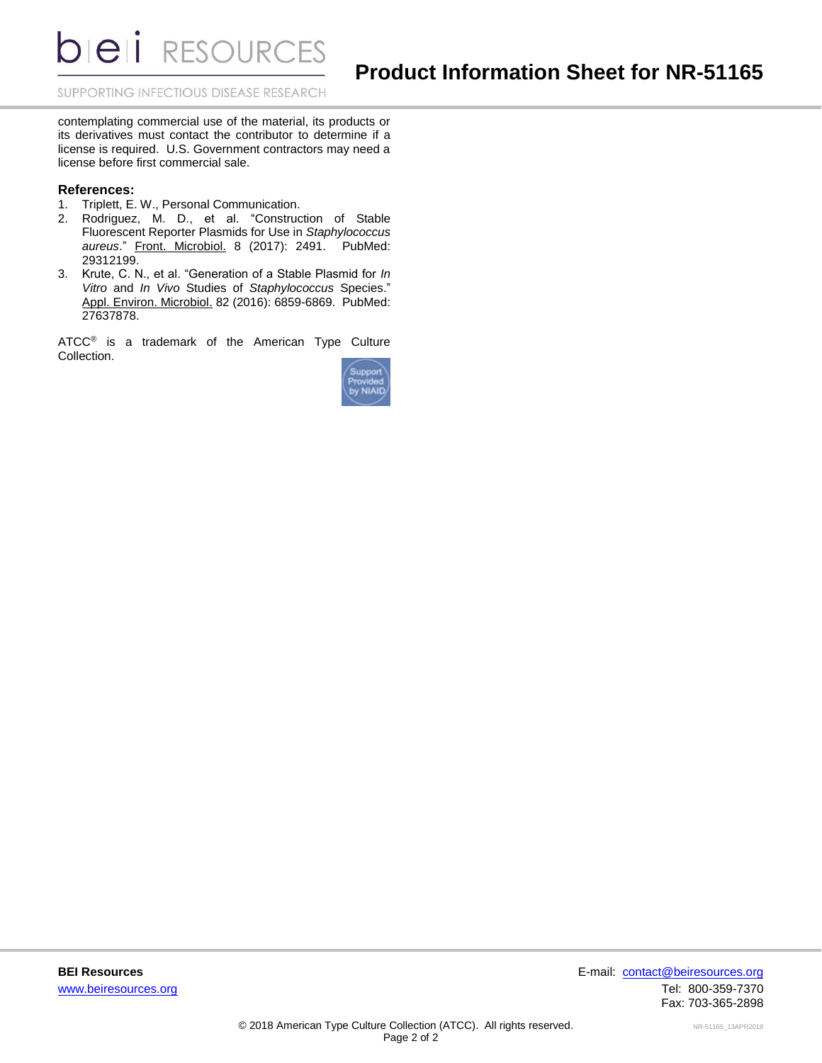contemplating commercial use of the material, its products or its derivatives must contact the contributor to determine if a license is required. U.S. Government contractors may need a license before first commercial sale.

**References:**

1. Triplett, E. W., Personal Communication.
2. Rodriguez, M. D., et al. "Construction of Stable Fluorescent Reporter Plasmids for Use in *Staphylococcus aureus*." Front. Microbiol. 8 (2017): 2491. PubMed: 29312199.
3. Krute, C. N., et al. "Generation of a Stable Plasmid for *In Vitro* and *In Vivo* Studies of *Staphylococcus* Species." Appl. Environ. Microbiol. 82 (2016): 6859-6869. PubMed: 27637878.

ATCC® is a trademark of the American Type Culture Collection.

Support Provided by NIAID

**BEI Resources**
www.beiresources.org

E-mail: contact@beiresources.org
Tel: 800-359-7370
Fax: 703-365-2898

© 2018 American Type Culture Collection (ATCC). All rights reserved.

NR-51165_13APR2018